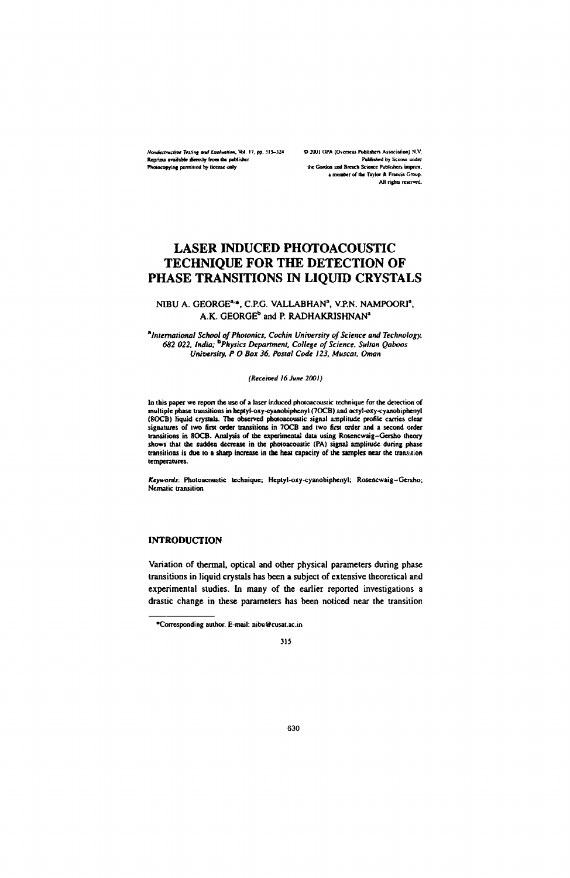# LASER INDUCED PHOTOACOUSTIC TECHNIQUE FOR THE DETECTION OF PHASE TRANSITIONS IN LIQUID CRYSTALS

NIBU A. GEORGE[a,*], C.P.G. VALLABHAN[a], V.P.N. NAMPOORI[a], A.K. GEORGE[b] and P. RADHAKRISHNAN[a]

[a]*International School of Photonics, Cochin University of Science and Technology, 682 022, India;* [b]*Physics Department, College of Science, Sultan Qaboos University, P O Box 36, Postal Code 123, Muscat, Oman*

*(Received 16 June 2001)*

In this paper we report the use of a laser induced photoacoustic technique for the detection of multiple phase transitions in heptyl-oxy-cyanobiphenyl (7OCB) and octyl-oxy-cyanobiphenyl (8OCB) liquid crystals. The observed photoacoustic signal amplitude profile carries clear signatures of two first order transitions in 7OCB and two first order and a second order transitions in 8OCB. Analysis of the experimental data using Rosencwaig–Gersho theory shows that the sudden decrease in the photoacoustic (PA) signal amplitude during phase transitions is due to a sharp increase in the heat capacity of the samples near the transition temperatures.

*Keywords*: Photoacoustic technique; Heptyl-oxy-cyanobiphenyl; Rosencwaig–Gersho; Nematic transition

## INTRODUCTION

Variation of thermal, optical and other physical parameters during phase transitions in liquid crystals has been a subject of extensive theoretical and experimental studies. In many of the earlier reported investigations a drastic change in these parameters has been noticed near the transition

---

*Corresponding author. E-mail: nibu@cusat.ac.in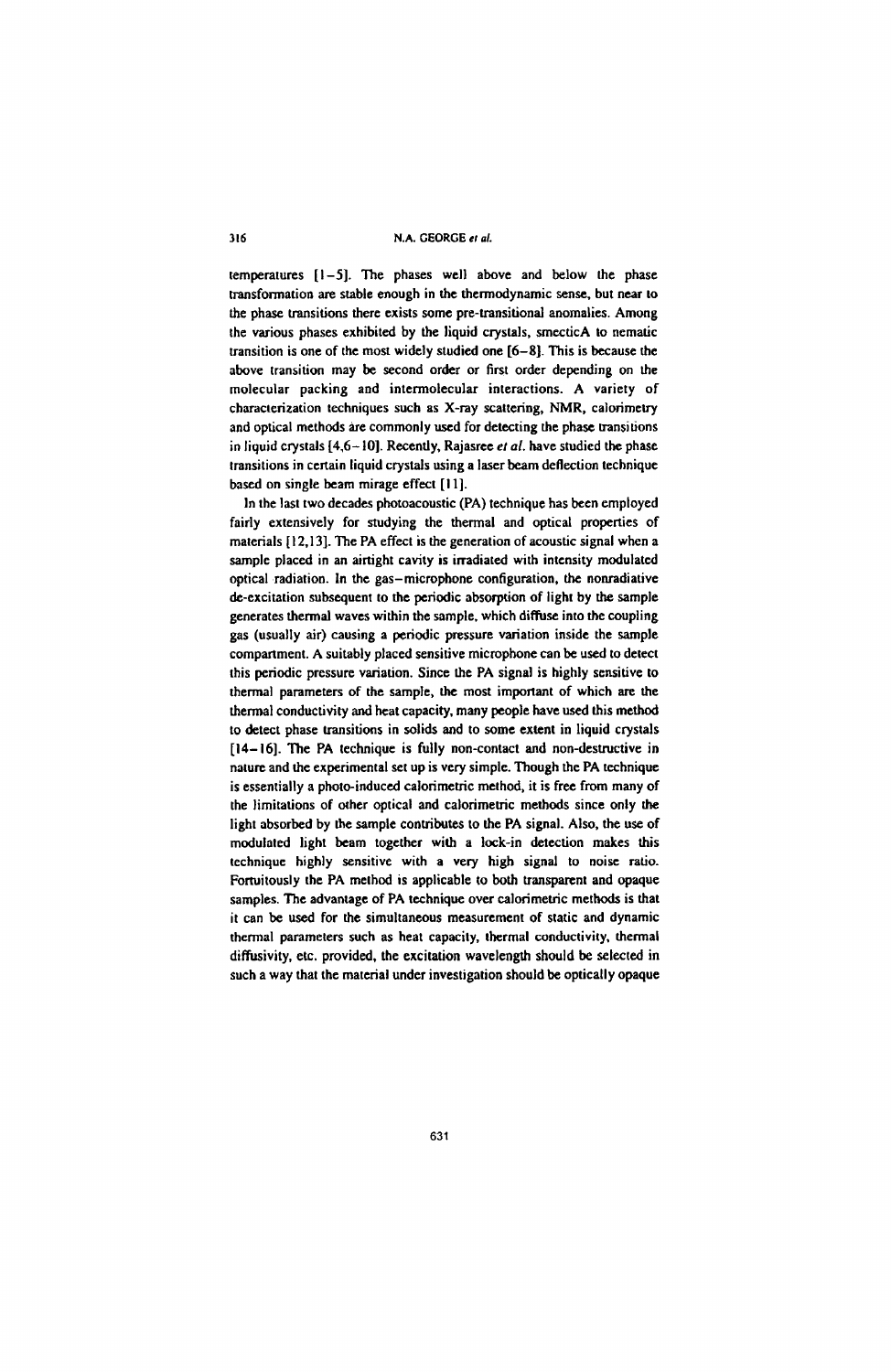temperatures [1–5]. The phases well above and below the phase transformation are stable enough in the thermodynamic sense, but near to the phase transitions there exists some pre-transitional anomalies. Among the various phases exhibited by the liquid crystals, smecticA to nematic transition is one of the most widely studied one [6–8]. This is because the above transition may be second order or first order depending on the molecular packing and intermolecular interactions. A variety of characterization techniques such as X-ray scattering, NMR, calorimetry and optical methods are commonly used for detecting the phase transitions in liquid crystals [4,6–10]. Recently, Rajasree *et al.* have studied the phase transitions in certain liquid crystals using a laser beam deflection technique based on single beam mirage effect [11].

In the last two decades photoacoustic (PA) technique has been employed fairly extensively for studying the thermal and optical properties of materials [12,13]. The PA effect is the generation of acoustic signal when a sample placed in an airtight cavity is irradiated with intensity modulated optical radiation. In the gas–microphone configuration, the nonradiative de-excitation subsequent to the periodic absorption of light by the sample generates thermal waves within the sample, which diffuse into the coupling gas (usually air) causing a periodic pressure variation inside the sample compartment. A suitably placed sensitive microphone can be used to detect this periodic pressure variation. Since the PA signal is highly sensitive to thermal parameters of the sample, the most important of which are the thermal conductivity and heat capacity, many people have used this method to detect phase transitions in solids and to some extent in liquid crystals [14–16]. The PA technique is fully non-contact and non-destructive in nature and the experimental set up is very simple. Though the PA technique is essentially a photo-induced calorimetric method, it is free from many of the limitations of other optical and calorimetric methods since only the light absorbed by the sample contributes to the PA signal. Also, the use of modulated light beam together with a lock-in detection makes this technique highly sensitive with a very high signal to noise ratio. Fortuitously the PA method is applicable to both transparent and opaque samples. The advantage of PA technique over calorimetric methods is that it can be used for the simultaneous measurement of static and dynamic thermal parameters such as heat capacity, thermal conductivity, thermal diffusivity, etc. provided, the excitation wavelength should be selected in such a way that the material under investigation should be optically opaque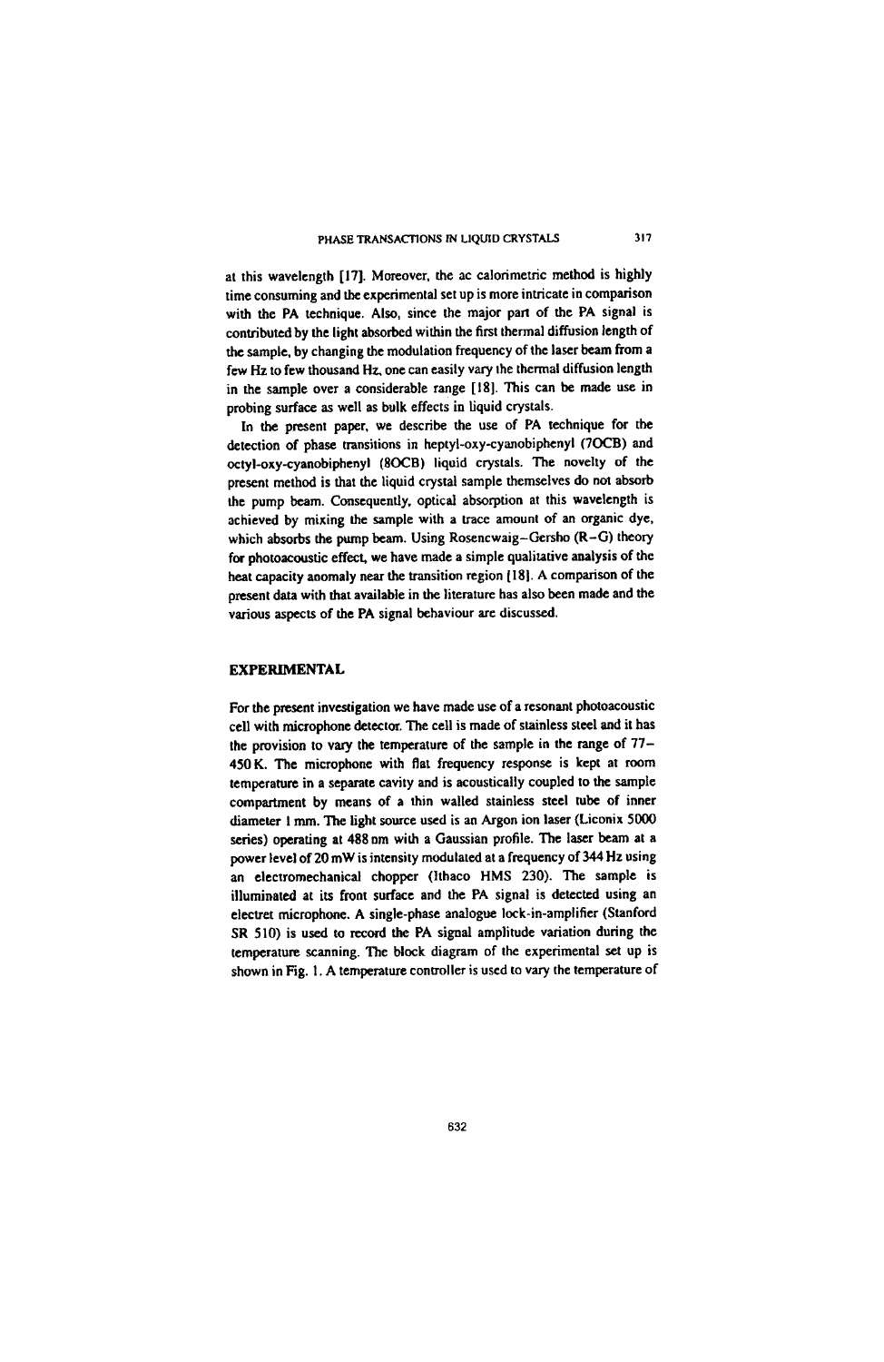at this wavelength [17]. Moreover, the ac calorimetric method is highly time consuming and the experimental set up is more intricate in comparison with the PA technique. Also, since the major part of the PA signal is contributed by the light absorbed within the first thermal diffusion length of the sample, by changing the modulation frequency of the laser beam from a few Hz to few thousand Hz, one can easily vary the thermal diffusion length in the sample over a considerable range [18]. This can be made use in probing surface as well as bulk effects in liquid crystals.

In the present paper, we describe the use of PA technique for the detection of phase transitions in heptyl-oxy-cyanobiphenyl (7OCB) and octyl-oxy-cyanobiphenyl (8OCB) liquid crystals. The novelty of the present method is that the liquid crystal sample themselves do not absorb the pump beam. Consequently, optical absorption at this wavelength is achieved by mixing the sample with a trace amount of an organic dye, which absorbs the pump beam. Using Rosencwaig–Gersho (R–G) theory for photoacoustic effect, we have made a simple qualitative analysis of the heat capacity anomaly near the transition region [18]. A comparison of the present data with that available in the literature has also been made and the various aspects of the PA signal behaviour are discussed.

## EXPERIMENTAL

For the present investigation we have made use of a resonant photoacoustic cell with microphone detector. The cell is made of stainless steel and it has the provision to vary the temperature of the sample in the range of 77–450 K. The microphone with flat frequency response is kept at room temperature in a separate cavity and is acoustically coupled to the sample compartment by means of a thin walled stainless steel tube of inner diameter 1 mm. The light source used is an Argon ion laser (Liconix 5000 series) operating at 488 nm with a Gaussian profile. The laser beam at a power level of 20 mW is intensity modulated at a frequency of 344 Hz using an electromechanical chopper (Ithaco HMS 230). The sample is illuminated at its front surface and the PA signal is detected using an electret microphone. A single-phase analogue lock-in-amplifier (Stanford SR 510) is used to record the PA signal amplitude variation during the temperature scanning. The block diagram of the experimental set up is shown in Fig. 1. A temperature controller is used to vary the temperature of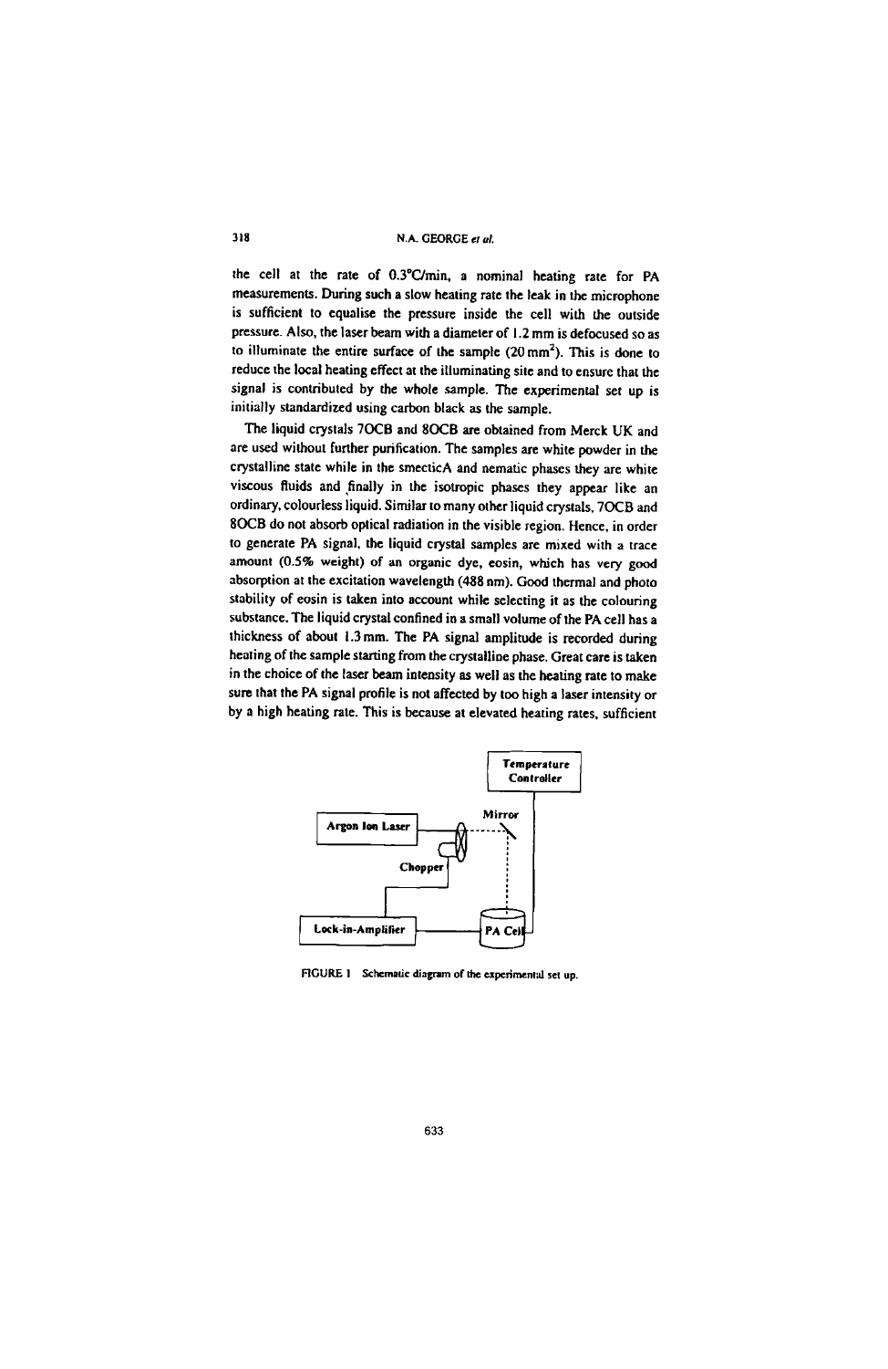the cell at the rate of 0.3°C/min, a nominal heating rate for PA measurements. During such a slow heating rate the leak in the microphone is sufficient to equalise the pressure inside the cell with the outside pressure. Also, the laser beam with a diameter of 1.2 mm is defocused so as to illuminate the entire surface of the sample (20 mm$^2$). This is done to reduce the local heating effect at the illuminating site and to ensure that the signal is contributed by the whole sample. The experimental set up is initially standardized using carbon black as the sample.

The liquid crystals 7OCB and 8OCB are obtained from Merck UK and are used without further purification. The samples are white powder in the crystalline state while in the smecticA and nematic phases they are white viscous fluids and finally in the isotropic phases they appear like an ordinary, colourless liquid. Similar to many other liquid crystals, 7OCB and 8OCB do not absorb optical radiation in the visible region. Hence, in order to generate PA signal, the liquid crystal samples are mixed with a trace amount (0.5% weight) of an organic dye, eosin, which has very good absorption at the excitation wavelength (488 nm). Good thermal and photo stability of eosin is taken into account while selecting it as the colouring substance. The liquid crystal confined in a small volume of the PA cell has a thickness of about 1.3 mm. The PA signal amplitude is recorded during heating of the sample starting from the crystalline phase. Great care is taken in the choice of the laser beam intensity as well as the heating rate to make sure that the PA signal profile is not affected by too high a laser intensity or by a high heating rate. This is because at elevated heating rates, sufficient

FIGURE 1 Schematic diagram of the experimental set up.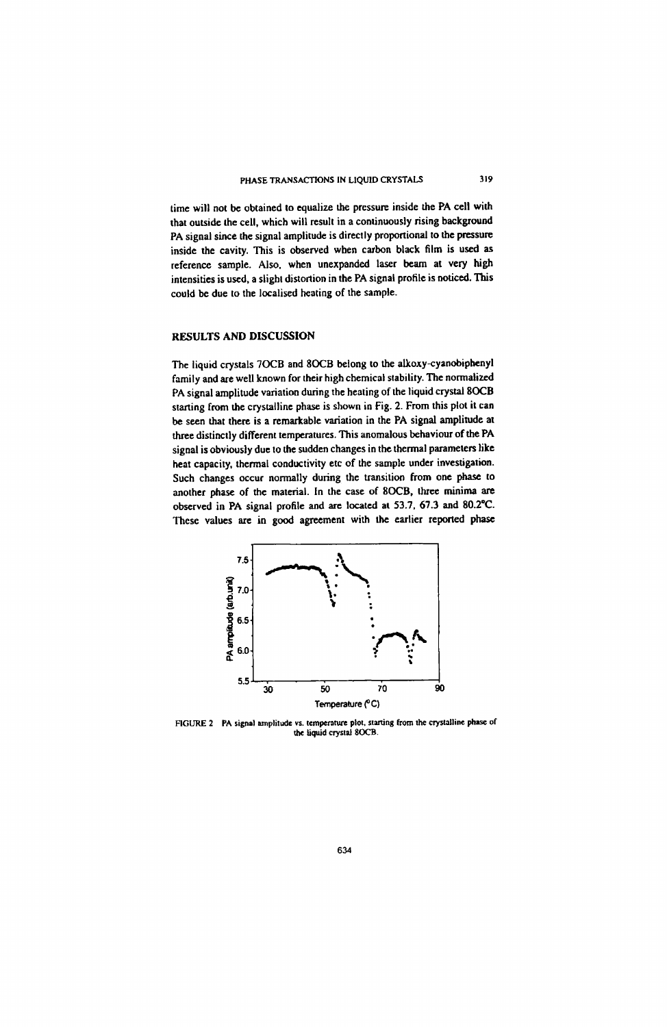time will not be obtained to equalize the pressure inside the PA cell with that outside the cell, which will result in a continuously rising background PA signal since the signal amplitude is directly proportional to the pressure inside the cavity. This is observed when carbon black film is used as reference sample. Also, when unexpanded laser beam at very high intensities is used, a slight distortion in the PA signal profile is noticed. This could be due to the localised heating of the sample.

## RESULTS AND DISCUSSION

The liquid crystals 7OCB and 8OCB belong to the alkoxy-cyanobiphenyl family and are well known for their high chemical stability. The normalized PA signal amplitude variation during the heating of the liquid crystal 8OCB starting from the crystalline phase is shown in Fig. 2. From this plot it can be seen that there is a remarkable variation in the PA signal amplitude at three distinctly different temperatures. This anomalous behaviour of the PA signal is obviously due to the sudden changes in the thermal parameters like heat capacity, thermal conductivity etc of the sample under investigation. Such changes occur normally during the transition from one phase to another phase of the material. In the case of 8OCB, three minima are observed in PA signal profile and are located at 53.7, 67.3 and 80.2°C. These values are in good agreement with the earlier reported phase

FIGURE 2 PA signal amplitude vs. temperature plot, starting from the crystalline phase of the liquid crystal 8OCB.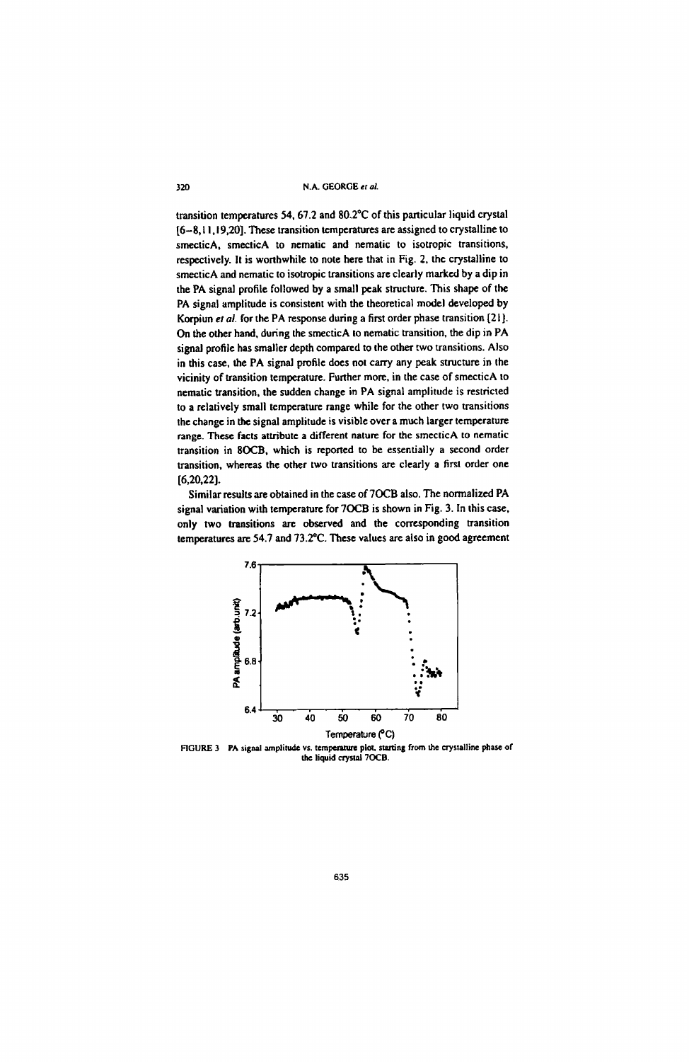transition temperatures 54, 67.2 and 80.2°C of this particular liquid crystal [6–8,11,19,20]. These transition temperatures are assigned to crystalline to smecticA, smecticA to nematic and nematic to isotropic transitions, respectively. It is worthwhile to note here that in Fig. 2, the crystalline to smecticA and nematic to isotropic transitions are clearly marked by a dip in the PA signal profile followed by a small peak structure. This shape of the PA signal amplitude is consistent with the theoretical model developed by Korpiun *et al.* for the PA response during a first order phase transition [21]. On the other hand, during the smecticA to nematic transition, the dip in PA signal profile has smaller depth compared to the other two transitions. Also in this case, the PA signal profile does not carry any peak structure in the vicinity of transition temperature. Further more, in the case of smecticA to nematic transition, the sudden change in PA signal amplitude is restricted to a relatively small temperature range while for the other two transitions the change in the signal amplitude is visible over a much larger temperature range. These facts attribute a different nature for the smecticA to nematic transition in 8OCB, which is reported to be essentially a second order transition, whereas the other two transitions are clearly a first order one [6,20,22].

Similar results are obtained in the case of 7OCB also. The normalized PA signal variation with temperature for 7OCB is shown in Fig. 3. In this case, only two transitions are observed and the corresponding transition temperatures are 54.7 and 73.2°C. These values are also in good agreement

FIGURE 3 PA signal amplitude vs. temperature plot, starting from the crystalline phase of the liquid crystal 7OCB.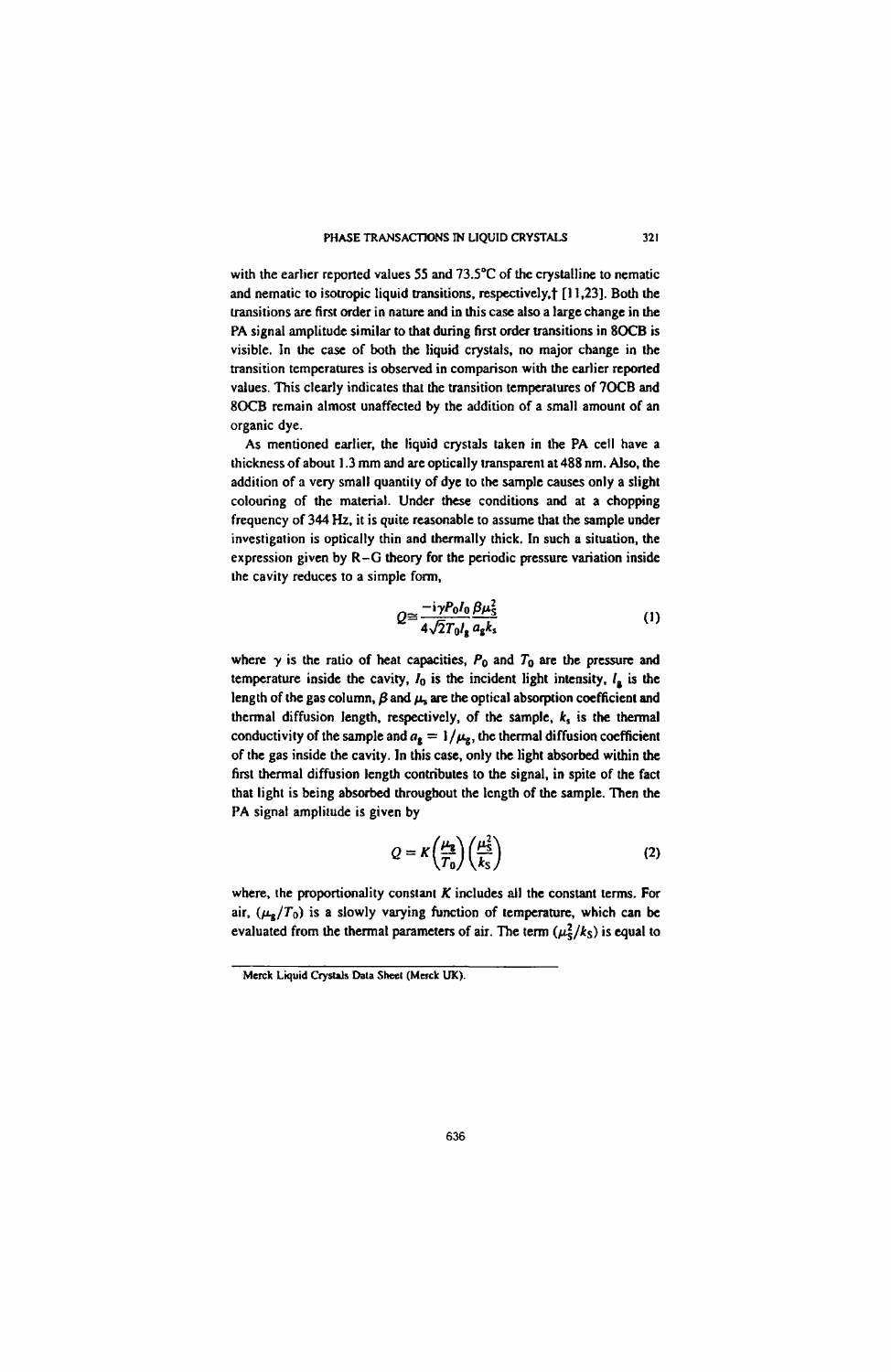with the earlier reported values 55 and 73.5°C of the crystalline to nematic and nematic to isotropic liquid transitions, respectively,† [11,23]. Both the transitions are first order in nature and in this case also a large change in the PA signal amplitude similar to that during first order transitions in 8OCB is visible. In the case of both the liquid crystals, no major change in the transition temperatures is observed in comparison with the earlier reported values. This clearly indicates that the transition temperatures of 7OCB and 8OCB remain almost unaffected by the addition of a small amount of an organic dye.

As mentioned earlier, the liquid crystals taken in the PA cell have a thickness of about 1.3 mm and are optically transparent at 488 nm. Also, the addition of a very small quantity of dye to the sample causes only a slight colouring of the material. Under these conditions and at a chopping frequency of 344 Hz, it is quite reasonable to assume that the sample under investigation is optically thin and thermally thick. In such a situation, the expression given by R–G theory for the periodic pressure variation inside the cavity reduces to a simple form,

$$Q \cong \frac{-i\gamma P_0 I_0}{4\sqrt{2}T_0 l_g} \frac{\beta \mu_s^2}{a_g k_s} \tag{1}$$

where $\gamma$ is the ratio of heat capacities, $P_0$ and $T_0$ are the pressure and temperature inside the cavity, $I_0$ is the incident light intensity, $l_g$ is the length of the gas column, $\beta$ and $\mu_s$ are the optical absorption coefficient and thermal diffusion length, respectively, of the sample, $k_s$ is the thermal conductivity of the sample and $a_g = 1/\mu_g$, the thermal diffusion coefficient of the gas inside the cavity. In this case, only the light absorbed within the first thermal diffusion length contributes to the signal, in spite of the fact that light is being absorbed throughout the length of the sample. Then the PA signal amplitude is given by

$$Q = K\left(\frac{\mu_g}{T_0}\right)\left(\frac{\mu_S^2}{k_S}\right) \tag{2}$$

where, the proportionality constant $K$ includes all the constant terms. For air, $(\mu_g/T_0)$ is a slowly varying function of temperature, which can be evaluated from the thermal parameters of air. The term $(\mu_S^2/k_S)$ is equal to

---

† Merck Liquid Crystals Data Sheet (Merck UK).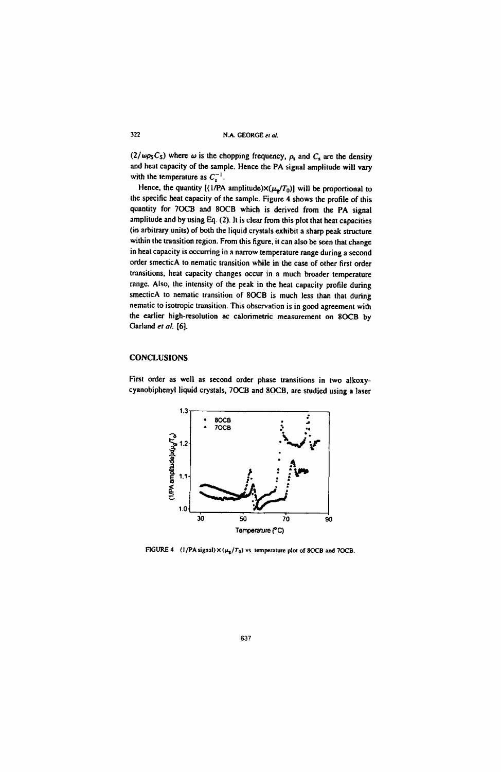$(2/\omega\rho_S C_S)$ where $\omega$ is the chopping frequency, $\rho_s$ and $C_s$ are the density and heat capacity of the sample. Hence the PA signal amplitude will vary with the temperature as $C_s^{-1}$.

Hence, the quantity $[(1/\text{PA amplitude})\times(\mu_g/T_0)]$ will be proportional to the specific heat capacity of the sample. Figure 4 shows the profile of this quantity for 7OCB and 8OCB which is derived from the PA signal amplitude and by using Eq. (2). It is clear from this plot that heat capacities (in arbitrary units) of both the liquid crystals exhibit a sharp peak structure within the transition region. From this figure, it can also be seen that change in heat capacity is occurring in a narrow temperature range during a second order smecticA to nematic transition while in the case of other first order transitions, heat capacity changes occur in a much broader temperature range. Also, the intensity of the peak in the heat capacity profile during smecticA to nematic transition of 8OCB is much less than that during nematic to isotropic transition. This observation is in good agreement with the earlier high-resolution ac calorimetric measurement on 8OCB by Garland *et al.* [6].

## CONCLUSIONS

First order as well as second order phase transitions in two alkoxy-cyanobiphenyl liquid crystals, 7OCB and 8OCB, are studied using a laser

FIGURE 4 $(1/\text{PA signal})\times(\mu_g/T_0)$ vs. temperature plot of 8OCB and 7OCB.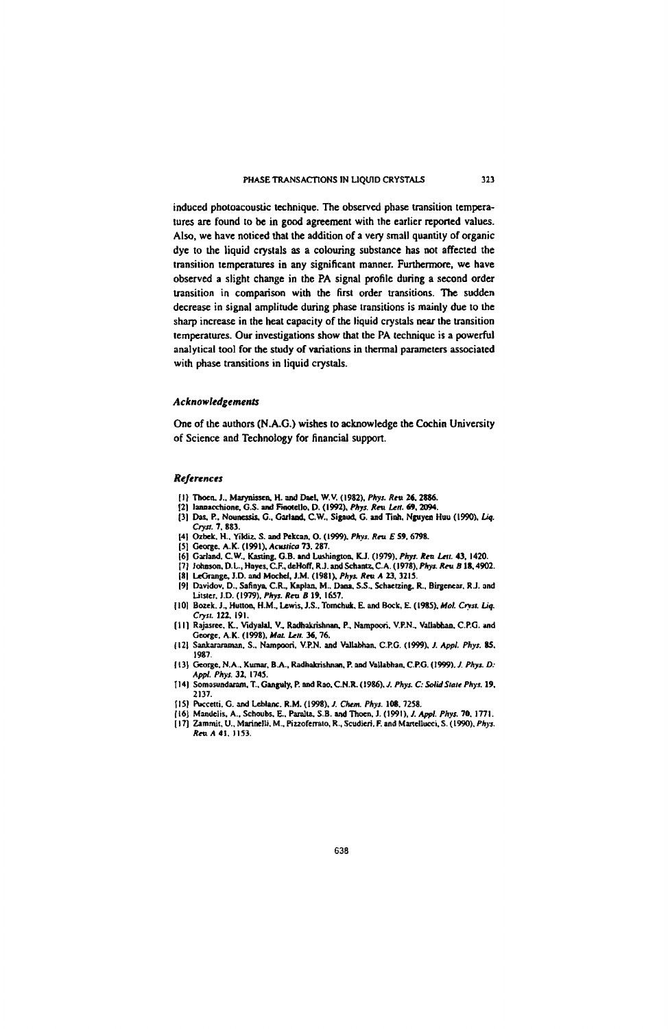induced photoacoustic technique. The observed phase transition temperatures are found to be in good agreement with the earlier reported values. Also, we have noticed that the addition of a very small quantity of organic dye to the liquid crystals as a colouring substance has not affected the transition temperatures in any significant manner. Furthermore, we have observed a slight change in the PA signal profile during a second order transition in comparison with the first order transitions. The sudden decrease in signal amplitude during phase transitions is mainly due to the sharp increase in the heat capacity of the liquid crystals near the transition temperatures. Our investigations show that the PA technique is a powerful analytical tool for the study of variations in thermal parameters associated with phase transitions in liquid crystals.

### *Acknowledgements*

One of the authors (N.A.G.) wishes to acknowledge the Cochin University of Science and Technology for financial support.

### *References*

[1] Thoen, J., Marynissen, H. and Dael, W.V. (1982), *Phys. Rev* **26**, 2886.
[2] Iannacchione, G.S. and Finotello, D. (1992), *Phys. Rev Lett.* **69**, 2094.
[3] Das, P., Nounessis, G., Garland, C.W., Sigaud, G. and Tinh, Nguyen Huu (1990), *Liq. Cryst.* **7**, 883.
[4] Ozbek, H., Yildiz, S. and Pekcan, O. (1999), *Phys. Rev E* **59**, 6798.
[5] George, A.K. (1991), *Acustica* **73**, 287.
[6] Garland, C.W., Kasting, G.B. and Lushington, K.J. (1979), *Phys. Rev Lett.* **43**, 1420.
[7] Johnson, D.L., Hayes, C.F., deHoff, R.J. and Schantz, C.A. (1978), *Phys. Rev B* **18**, 4902.
[8] LeGrange, J.D. and Mochel, J.M. (1981), *Phys. Rev A* **23**, 3215.
[9] Davidov, D., Safinya, C.R., Kaplan, M., Dana, S.S., Schaetzing, R., Birgeneau, R.J. and Litster, J.D. (1979), *Phys. Rev B* **19**, 1657.
[10] Bozek, J., Hutton, H.M., Lewis, J.S., Tomchuk, E. and Bock, E. (1985), *Mol. Cryst. Liq. Cryst.* **122**, 191.
[11] Rajasree, K., Vidyalal, V., Radhakrishnan, P., Nampoori, V.P.N., Vallabhan, C.P.G. and George, A.K. (1998), *Mat. Lett.* **36**, 76.
[12] Sankararaman, S., Nampoori, V.P.N. and Vallabhan, C.P.G. (1999), *J. Appl. Phys.* **85**, 1987.
[13] George, N.A., Kumar, B.A., Radhakrishnan, P. and Vallabhan, C.P.G. (1999), *J. Phys. D: Appl. Phys.* **32**, 1745.
[14] Somosundaram, T., Ganguly, P. and Rao, C.N.R. (1986), *J. Phys. C: Solid State Phys.* **19**, 2137.
[15] Puccetti, G. and Leblanc, R.M. (1998), *J. Chem. Phys.* **108**, 7258.
[16] Mandelis, A., Schoubs, E., Paralta, S.B. and Thoen, J. (1991), *J. Appl. Phys.* **70**, 1771.
[17] Zammit, U., Marinelli, M., Pizzoferrato, R., Scudieri, F. and Martellucci, S. (1990), *Phys. Rev A* **41**, 1153.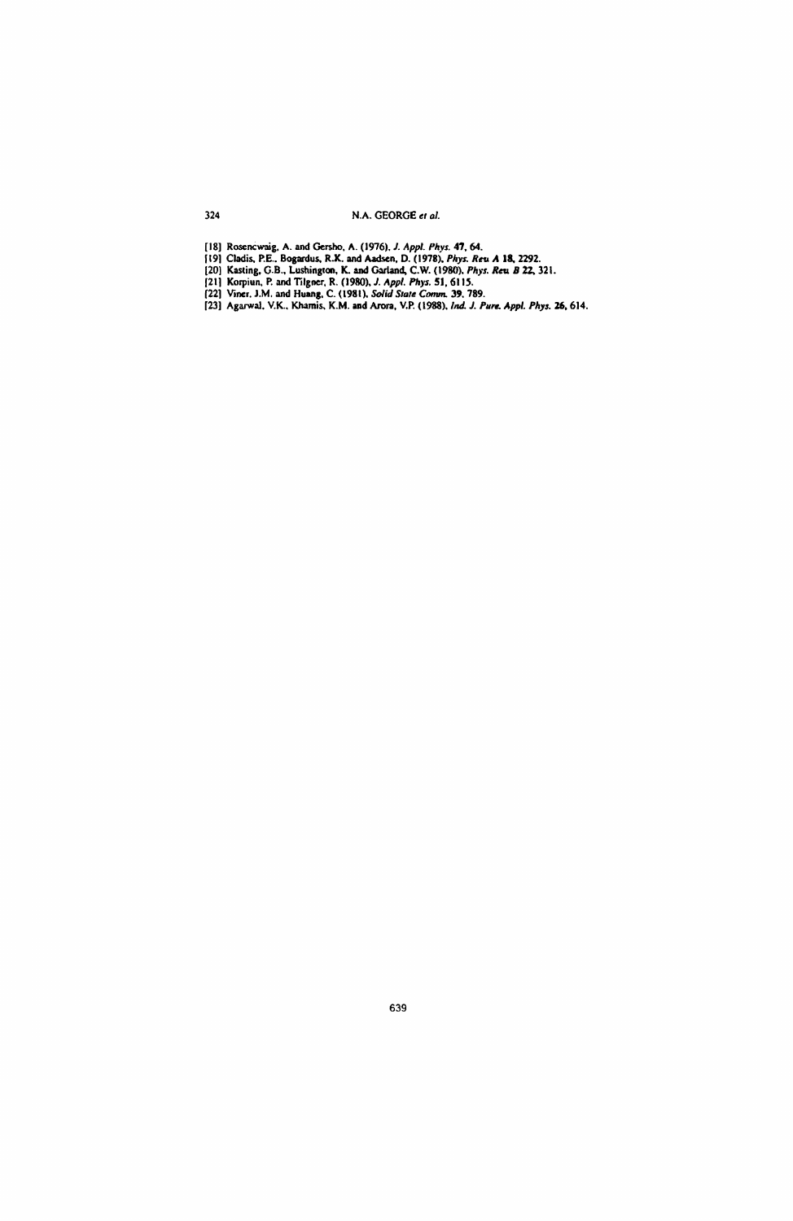[18] Rosencwaig, A. and Gersho, A. (1976), *J. Appl. Phys.* **47**, 64.
[19] Cladis, P.E., Bogardus, R.K. and Aadsen, D. (1978), *Phys. Rev A* **18**, 2292.
[20] Kasting, G.B., Lushington, K. and Garland, C.W. (1980), *Phys. Rev B* **22**, 321.
[21] Korpiun, P. and Tilgner, R. (1980), *J. Appl. Phys.* **51**, 6115.
[22] Viner, J.M. and Huang, C. (1981), *Solid State Comm.* **39**, 789.
[23] Agarwal, V.K., Khamis, K.M. and Arora, V.P. (1988), *Ind. J. Pure. Appl. Phys.* **26**, 614.